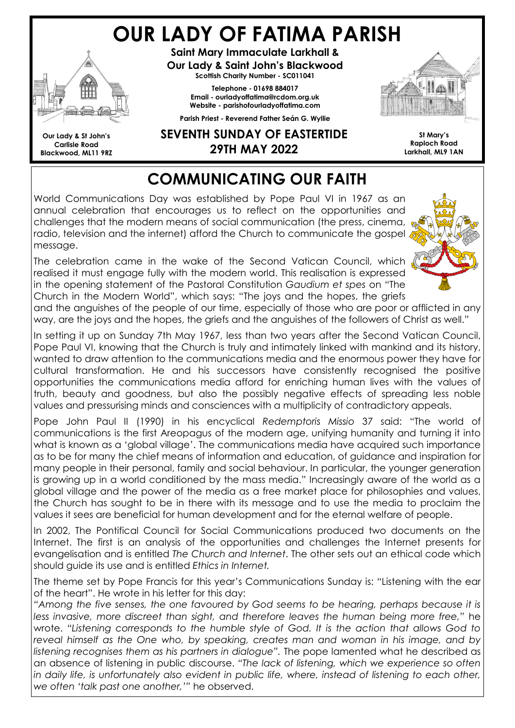# OUR LADY OF FATIMA PARISH

**Saint Mary Immaculate Larkhall &**
**Our Lady & Saint John's Blackwood**
**Scottish Charity Number - SC011041**

**Telephone - 01698 884017**
**Email - ourladyoffatima@rcdom.org.uk**
**Website - parishofourladyoffatima.com**

**Parish Priest - Reverend Father Seán G. Wyllie**

**Our Lady & St John's**
**Carlisle Road**
**Blackwood, ML11 9RZ**

**St Mary's**
**Raploch Road**
**Larkhall, ML9 1AN**

## SEVENTH SUNDAY OF EASTERTIDE
## 29TH MAY 2022

# COMMUNICATING OUR FAITH

World Communications Day was established by Pope Paul VI in 1967 as an annual celebration that encourages us to reflect on the opportunities and challenges that the modern means of social communication (the press, cinema, radio, television and the internet) afford the Church to communicate the gospel message.

The celebration came in the wake of the Second Vatican Council, which realised it must engage fully with the modern world. This realisation is expressed in the opening statement of the Pastoral Constitution *Gaudium et spes* on "The Church in the Modern World", which says: "The joys and the hopes, the griefs and the anguishes of the people of our time, especially of those who are poor or afflicted in any way, are the joys and the hopes, the griefs and the anguishes of the followers of Christ as well."

In setting it up on Sunday 7th May 1967, less than two years after the Second Vatican Council, Pope Paul VI, knowing that the Church is truly and intimately linked with mankind and its history, wanted to draw attention to the communications media and the enormous power they have for cultural transformation. He and his successors have consistently recognised the positive opportunities the communications media afford for enriching human lives with the values of truth, beauty and goodness, but also the possibly negative effects of spreading less noble values and pressurising minds and consciences with a multiplicity of contradictory appeals.

Pope John Paul II (1990) in his encyclical *Redemptoris Missio* 37 said: "The world of communications is the first Areopagus of the modern age, unifying humanity and turning it into what is known as a 'global village'. The communications media have acquired such importance as to be for many the chief means of information and education, of guidance and inspiration for many people in their personal, family and social behaviour. In particular, the younger generation is growing up in a world conditioned by the mass media." Increasingly aware of the world as a global village and the power of the media as a free market place for philosophies and values, the Church has sought to be in there with its message and to use the media to proclaim the values it sees are beneficial for human development and for the eternal welfare of people.

In 2002, The Pontifical Council for Social Communications produced two documents on the Internet. The first is an analysis of the opportunities and challenges the Internet presents for evangelisation and is entitled *The Church and Internet*. The other sets out an ethical code which should guide its use and is entitled *Ethics in Internet.*

The theme set by Pope Francis for this year's Communications Sunday is: "Listening with the ear of the heart". He wrote in his letter for this day:

*"Among the five senses, the one favoured by God seems to be hearing, perhaps because it is less invasive, more discreet than sight, and therefore leaves the human being more free,"* he wrote. *"Listening corresponds to the humble style of God. It is the action that allows God to reveal himself as the One who, by speaking, creates man and woman in his image, and by listening recognises them as his partners in dialogue".* The pope lamented what he described as an absence of listening in public discourse. *"The lack of listening, which we experience so often in daily life, is unfortunately also evident in public life, where, instead of listening to each other, we often 'talk past one another,'"* he observed.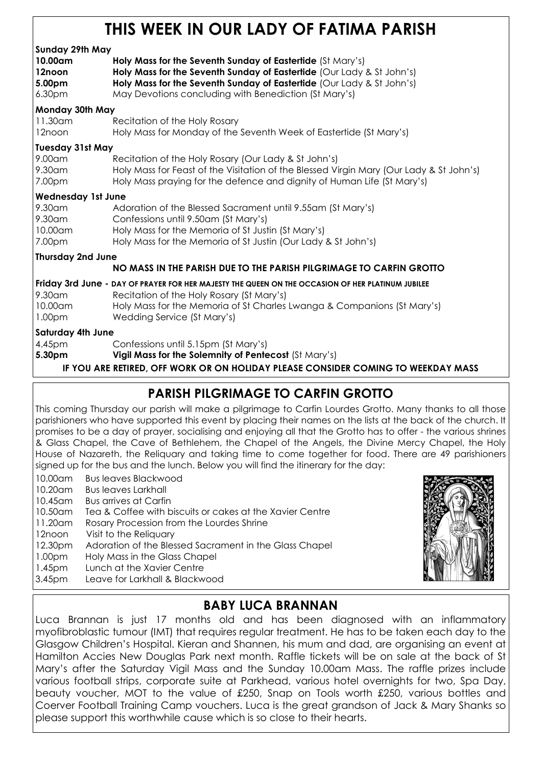# THIS WEEK IN OUR LADY OF FATIMA PARISH

**Sunday 29th May**

**10.00am** **Holy Mass for the Seventh Sunday of Eastertide** (St Mary's)
**12noon** **Holy Mass for the Seventh Sunday of Eastertide** (Our Lady & St John's)
**5.00pm** **Holy Mass for the Seventh Sunday of Eastertide** (Our Lady & St John's)
6.30pm May Devotions concluding with Benediction (St Mary's)

**Monday 30th May**

11.30am Recitation of the Holy Rosary
12noon Holy Mass for Monday of the Seventh Week of Eastertide (St Mary's)

**Tuesday 31st May**

9.00am Recitation of the Holy Rosary (Our Lady & St John's)
9.30am Holy Mass for Feast of the Visitation of the Blessed Virgin Mary (Our Lady & St John's)
7.00pm Holy Mass praying for the defence and dignity of Human Life (St Mary's)

**Wednesday 1st June**

9.30am Adoration of the Blessed Sacrament until 9.55am (St Mary's)
9.30am Confessions until 9.50am (St Mary's)
10.00am Holy Mass for the Memoria of St Justin (St Mary's)
7.00pm Holy Mass for the Memoria of St Justin (Our Lady & St John's)

**Thursday 2nd June**

**NO MASS IN THE PARISH DUE TO THE PARISH PILGRIMAGE TO CARFIN GROTTO**

**Friday 3rd June - DAY OF PRAYER FOR HER MAJESTY THE QUEEN ON THE OCCASION OF HER PLATINUM JUBILEE**

9.30am Recitation of the Holy Rosary (St Mary's)
10.00am Holy Mass for the Memoria of St Charles Lwanga & Companions (St Mary's)
1.00pm Wedding Service (St Mary's)

**Saturday 4th June**

4.45pm Confessions until 5.15pm (St Mary's)
**5.30pm** **Vigil Mass for the Solemnity of Pentecost** (St Mary's)

**IF YOU ARE RETIRED, OFF WORK OR ON HOLIDAY PLEASE CONSIDER COMING TO WEEKDAY MASS**

## PARISH PILGRIMAGE TO CARFIN GROTTO

This coming Thursday our parish will make a pilgrimage to Carfin Lourdes Grotto. Many thanks to all those parishioners who have supported this event by placing their names on the lists at the back of the church. It promises to be a day of prayer, socialising and enjoying all that the Grotto has to offer - the various shrines & Glass Chapel, the Cave of Bethlehem, the Chapel of the Angels, the Divine Mercy Chapel, the Holy House of Nazareth, the Reliquary and taking time to come together for food. There are 49 parishioners signed up for the bus and the lunch. Below you will find the itinerary for the day:

10.00am Bus leaves Blackwood
10.20am Bus leaves Larkhall
10.45am Bus arrives at Carfin
10.50am Tea & Coffee with biscuits or cakes at the Xavier Centre
11.20am Rosary Procession from the Lourdes Shrine
12noon Visit to the Reliquary
12.30pm Adoration of the Blessed Sacrament in the Glass Chapel
1.00pm Holy Mass in the Glass Chapel
1.45pm Lunch at the Xavier Centre
3.45pm Leave for Larkhall & Blackwood

## BABY LUCA BRANNAN

Luca Brannan is just 17 months old and has been diagnosed with an inflammatory myofibroblastic tumour (IMT) that requires regular treatment. He has to be taken each day to the Glasgow Children's Hospital. Kieran and Shannen, his mum and dad, are organising an event at Hamilton Accies New Douglas Park next month. Raffle tickets will be on sale at the back of St Mary's after the Saturday Vigil Mass and the Sunday 10.00am Mass. The raffle prizes include various football strips, corporate suite at Parkhead, various hotel overnights for two, Spa Day, beauty voucher, MOT to the value of £250, Snap on Tools worth £250, various bottles and Coerver Football Training Camp vouchers. Luca is the great grandson of Jack & Mary Shanks so please support this worthwhile cause which is so close to their hearts.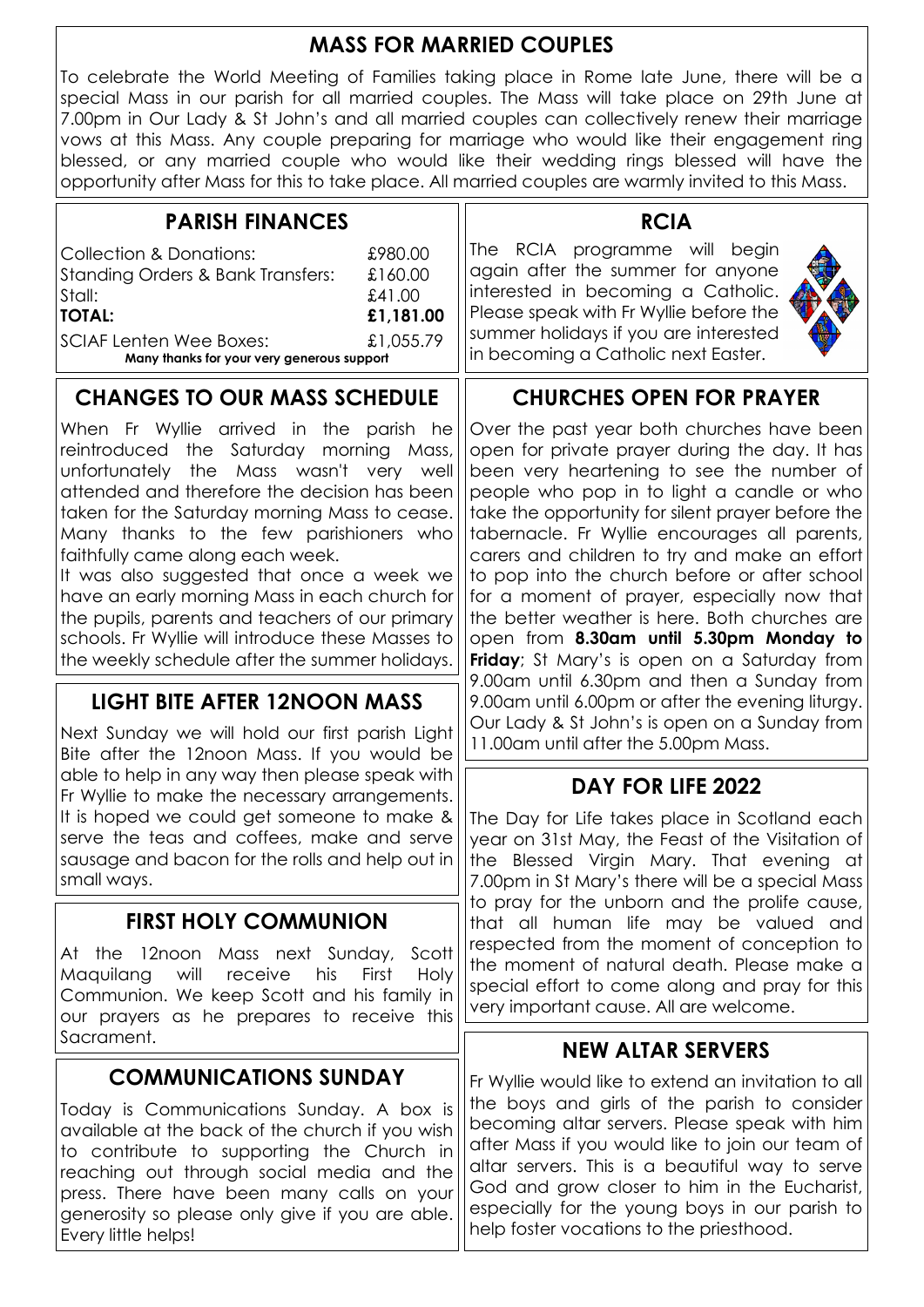## MASS FOR MARRIED COUPLES

To celebrate the World Meeting of Families taking place in Rome late June, there will be a special Mass in our parish for all married couples. The Mass will take place on 29th June at 7.00pm in Our Lady & St John's and all married couples can collectively renew their marriage vows at this Mass. Any couple preparing for marriage who would like their engagement ring blessed, or any married couple who would like their wedding rings blessed will have the opportunity after Mass for this to take place. All married couples are warmly invited to this Mass.

## PARISH FINANCES

| | |
|---|---|
| Collection & Donations: | £980.00 |
| Standing Orders & Bank Transfers: | £160.00 |
| Stall: | £41.00 |
| **TOTAL:** | **£1,181.00** |
| SCIAF Lenten Wee Boxes: | £1,055.79 |

**Many thanks for your very generous support**

## CHANGES TO OUR MASS SCHEDULE

When Fr Wyllie arrived in the parish he reintroduced the Saturday morning Mass, unfortunately the Mass wasn't very well attended and therefore the decision has been taken for the Saturday morning Mass to cease. Many thanks to the few parishioners who faithfully came along each week.

It was also suggested that once a week we have an early morning Mass in each church for the pupils, parents and teachers of our primary schools. Fr Wyllie will introduce these Masses to the weekly schedule after the summer holidays.

## LIGHT BITE AFTER 12NOON MASS

Next Sunday we will hold our first parish Light Bite after the 12noon Mass. If you would be able to help in any way then please speak with Fr Wyllie to make the necessary arrangements. It is hoped we could get someone to make & serve the teas and coffees, make and serve sausage and bacon for the rolls and help out in small ways.

## FIRST HOLY COMMUNION

At the 12noon Mass next Sunday, Scott Maquilang will receive his First Holy Communion. We keep Scott and his family in our prayers as he prepares to receive this Sacrament.

## COMMUNICATIONS SUNDAY

Today is Communications Sunday. A box is available at the back of the church if you wish to contribute to supporting the Church in reaching out through social media and the press. There have been many calls on your generosity so please only give if you are able. Every little helps!

## RCIA

The RCIA programme will begin again after the summer for anyone interested in becoming a Catholic. Please speak with Fr Wyllie before the summer holidays if you are interested in becoming a Catholic next Easter.

## CHURCHES OPEN FOR PRAYER

Over the past year both churches have been open for private prayer during the day. It has been very heartening to see the number of people who pop in to light a candle or who take the opportunity for silent prayer before the tabernacle. Fr Wyllie encourages all parents, carers and children to try and make an effort to pop into the church before or after school for a moment of prayer, especially now that the better weather is here. Both churches are open from **8.30am until 5.30pm Monday to Friday**; St Mary's is open on a Saturday from 9.00am until 6.30pm and then a Sunday from 9.00am until 6.00pm or after the evening liturgy. Our Lady & St John's is open on a Sunday from 11.00am until after the 5.00pm Mass.

## DAY FOR LIFE 2022

The Day for Life takes place in Scotland each year on 31st May, the Feast of the Visitation of the Blessed Virgin Mary. That evening at 7.00pm in St Mary's there will be a special Mass to pray for the unborn and the prolife cause, that all human life may be valued and respected from the moment of conception to the moment of natural death. Please make a special effort to come along and pray for this very important cause. All are welcome.

## NEW ALTAR SERVERS

Fr Wyllie would like to extend an invitation to all the boys and girls of the parish to consider becoming altar servers. Please speak with him after Mass if you would like to join our team of altar servers. This is a beautiful way to serve God and grow closer to him in the Eucharist, especially for the young boys in our parish to help foster vocations to the priesthood.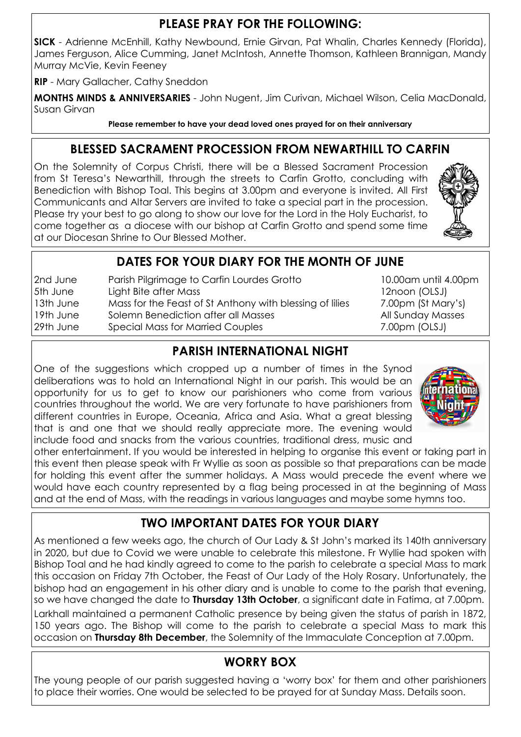## PLEASE PRAY FOR THE FOLLOWING:

**SICK** - Adrienne McEnhill, Kathy Newbound, Ernie Girvan, Pat Whalin, Charles Kennedy (Florida), James Ferguson, Alice Cumming, Janet McIntosh, Annette Thomson, Kathleen Brannigan, Mandy Murray McVie, Kevin Feeney

**RIP** - Mary Gallacher, Cathy Sneddon

**MONTHS MINDS & ANNIVERSARIES** - John Nugent, Jim Curivan, Michael Wilson, Celia MacDonald, Susan Girvan

**Please remember to have your dead loved ones prayed for on their anniversary**

## BLESSED SACRAMENT PROCESSION FROM NEWARTHILL TO CARFIN

On the Solemnity of Corpus Christi, there will be a Blessed Sacrament Procession from St Teresa's Newarthill, through the streets to Carfin Grotto, concluding with Benediction with Bishop Toal. This begins at 3.00pm and everyone is invited. All First Communicants and Altar Servers are invited to take a special part in the procession. Please try your best to go along to show our love for the Lord in the Holy Eucharist, to come together as a diocese with our bishop at Carfin Grotto and spend some time at our Diocesan Shrine to Our Blessed Mother.

## DATES FOR YOUR DIARY FOR THE MONTH OF JUNE

| | | |
|---|---|---|
| 2nd June | Parish Pilgrimage to Carfin Lourdes Grotto | 10.00am until 4.00pm |
| 5th June | Light Bite after Mass | 12noon (OLSJ) |
| 13th June | Mass for the Feast of St Anthony with blessing of lilies | 7.00pm (St Mary's) |
| 19th June | Solemn Benediction after all Masses | All Sunday Masses |
| 29th June | Special Mass for Married Couples | 7.00pm (OLSJ) |

## PARISH INTERNATIONAL NIGHT

One of the suggestions which cropped up a number of times in the Synod deliberations was to hold an International Night in our parish. This would be an opportunity for us to get to know our parishioners who come from various countries throughout the world. We are very fortunate to have parishioners from different countries in Europe, Oceania, Africa and Asia. What a great blessing that is and one that we should really appreciate more. The evening would include food and snacks from the various countries, traditional dress, music and other entertainment. If you would be interested in helping to organise this event or taking part in this event then please speak with Fr Wyllie as soon as possible so that preparations can be made for holding this event after the summer holidays. A Mass would precede the event where we would have each country represented by a flag being processed in at the beginning of Mass and at the end of Mass, with the readings in various languages and maybe some hymns too.

## TWO IMPORTANT DATES FOR YOUR DIARY

As mentioned a few weeks ago, the church of Our Lady & St John's marked its 140th anniversary in 2020, but due to Covid we were unable to celebrate this milestone. Fr Wyllie had spoken with Bishop Toal and he had kindly agreed to come to the parish to celebrate a special Mass to mark this occasion on Friday 7th October, the Feast of Our Lady of the Holy Rosary. Unfortunately, the bishop had an engagement in his other diary and is unable to come to the parish that evening, so we have changed the date to **Thursday 13th October**, a significant date in Fatima, at 7.00pm.

Larkhall maintained a permanent Catholic presence by being given the status of parish in 1872, 150 years ago. The Bishop will come to the parish to celebrate a special Mass to mark this occasion on **Thursday 8th December**, the Solemnity of the Immaculate Conception at 7.00pm.

## WORRY BOX

The young people of our parish suggested having a 'worry box' for them and other parishioners to place their worries. One would be selected to be prayed for at Sunday Mass. Details soon.